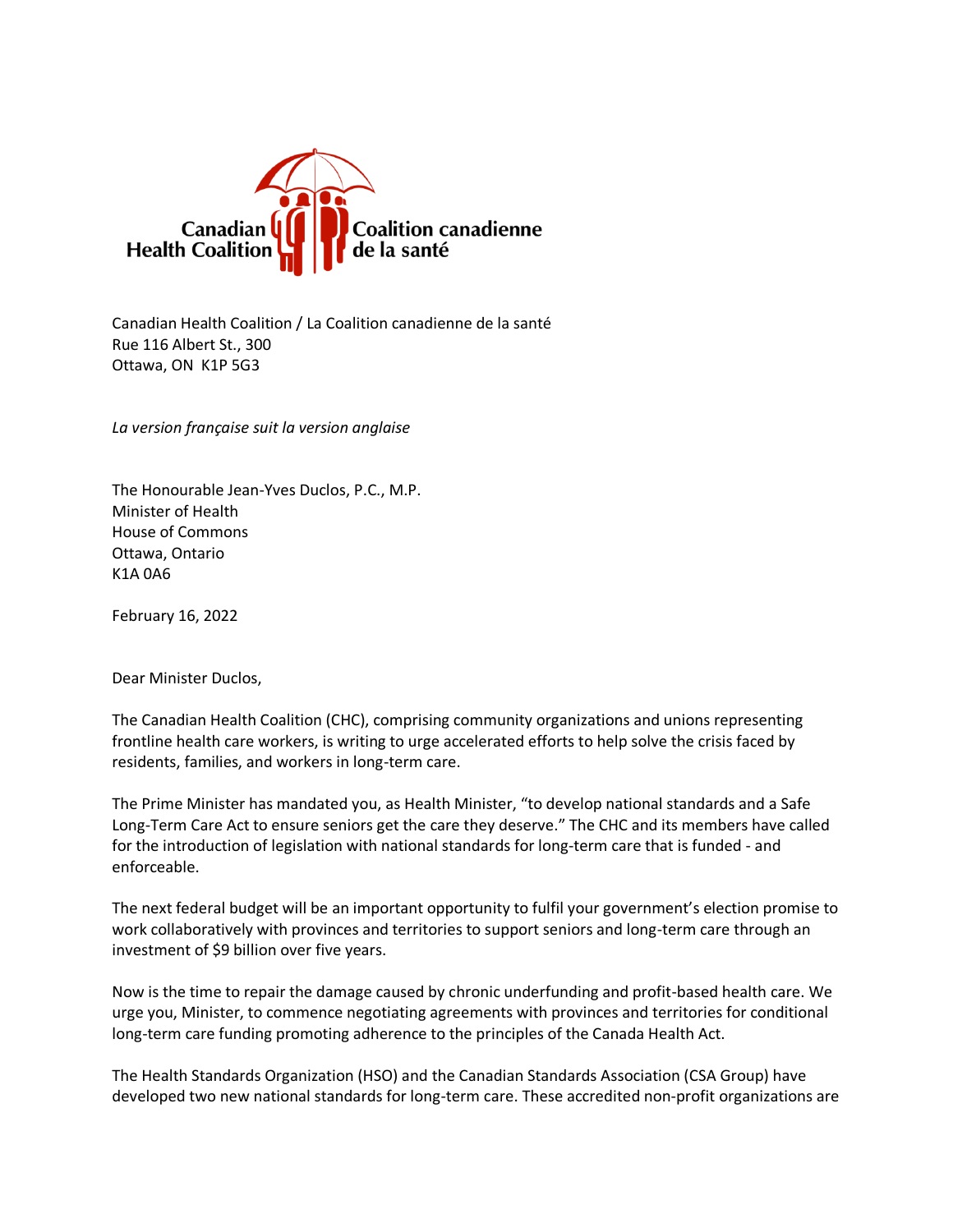Canadian Health Coalition / Coalition canadienne de la santé

Canadian Health Coalition / La Coalition canadienne de la santé
Rue 116 Albert St., 300
Ottawa, ON  K1P 5G3

*La version française suit la version anglaise*

The Honourable Jean-Yves Duclos, P.C., M.P.
Minister of Health
House of Commons
Ottawa, Ontario
K1A 0A6

February 16, 2022

Dear Minister Duclos,

The Canadian Health Coalition (CHC), comprising community organizations and unions representing frontline health care workers, is writing to urge accelerated efforts to help solve the crisis faced by residents, families, and workers in long-term care.

The Prime Minister has mandated you, as Health Minister, "to develop national standards and a Safe Long-Term Care Act to ensure seniors get the care they deserve." The CHC and its members have called for the introduction of legislation with national standards for long-term care that is funded - and enforceable.

The next federal budget will be an important opportunity to fulfil your government's election promise to work collaboratively with provinces and territories to support seniors and long-term care through an investment of $9 billion over five years.

Now is the time to repair the damage caused by chronic underfunding and profit-based health care. We urge you, Minister, to commence negotiating agreements with provinces and territories for conditional long-term care funding promoting adherence to the principles of the Canada Health Act.

The Health Standards Organization (HSO) and the Canadian Standards Association (CSA Group) have developed two new national standards for long-term care. These accredited non-profit organizations are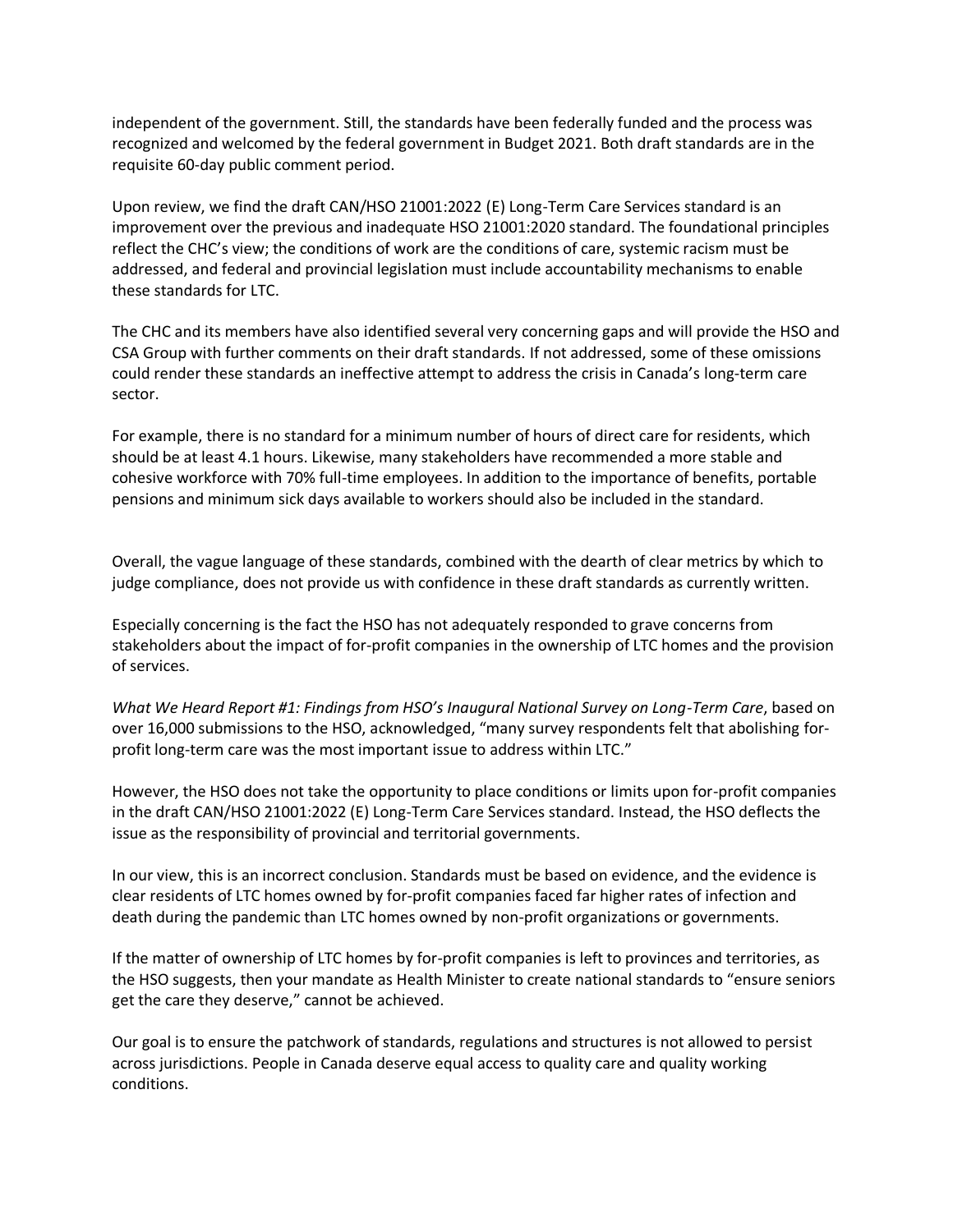independent of the government. Still, the standards have been federally funded and the process was recognized and welcomed by the federal government in Budget 2021. Both draft standards are in the requisite 60-day public comment period.

Upon review, we find the draft CAN/HSO 21001:2022 (E) Long-Term Care Services standard is an improvement over the previous and inadequate HSO 21001:2020 standard. The foundational principles reflect the CHC's view; the conditions of work are the conditions of care, systemic racism must be addressed, and federal and provincial legislation must include accountability mechanisms to enable these standards for LTC.

The CHC and its members have also identified several very concerning gaps and will provide the HSO and CSA Group with further comments on their draft standards. If not addressed, some of these omissions could render these standards an ineffective attempt to address the crisis in Canada's long-term care sector.

For example, there is no standard for a minimum number of hours of direct care for residents, which should be at least 4.1 hours. Likewise, many stakeholders have recommended a more stable and cohesive workforce with 70% full-time employees. In addition to the importance of benefits, portable pensions and minimum sick days available to workers should also be included in the standard.

Overall, the vague language of these standards, combined with the dearth of clear metrics by which to judge compliance, does not provide us with confidence in these draft standards as currently written.

Especially concerning is the fact the HSO has not adequately responded to grave concerns from stakeholders about the impact of for-profit companies in the ownership of LTC homes and the provision of services.

*What We Heard Report #1: Findings from HSO's Inaugural National Survey on Long-Term Care*, based on over 16,000 submissions to the HSO, acknowledged, "many survey respondents felt that abolishing for-profit long-term care was the most important issue to address within LTC."

However, the HSO does not take the opportunity to place conditions or limits upon for-profit companies in the draft CAN/HSO 21001:2022 (E) Long-Term Care Services standard. Instead, the HSO deflects the issue as the responsibility of provincial and territorial governments.

In our view, this is an incorrect conclusion. Standards must be based on evidence, and the evidence is clear residents of LTC homes owned by for-profit companies faced far higher rates of infection and death during the pandemic than LTC homes owned by non-profit organizations or governments.

If the matter of ownership of LTC homes by for-profit companies is left to provinces and territories, as the HSO suggests, then your mandate as Health Minister to create national standards to "ensure seniors get the care they deserve," cannot be achieved.

Our goal is to ensure the patchwork of standards, regulations and structures is not allowed to persist across jurisdictions. People in Canada deserve equal access to quality care and quality working conditions.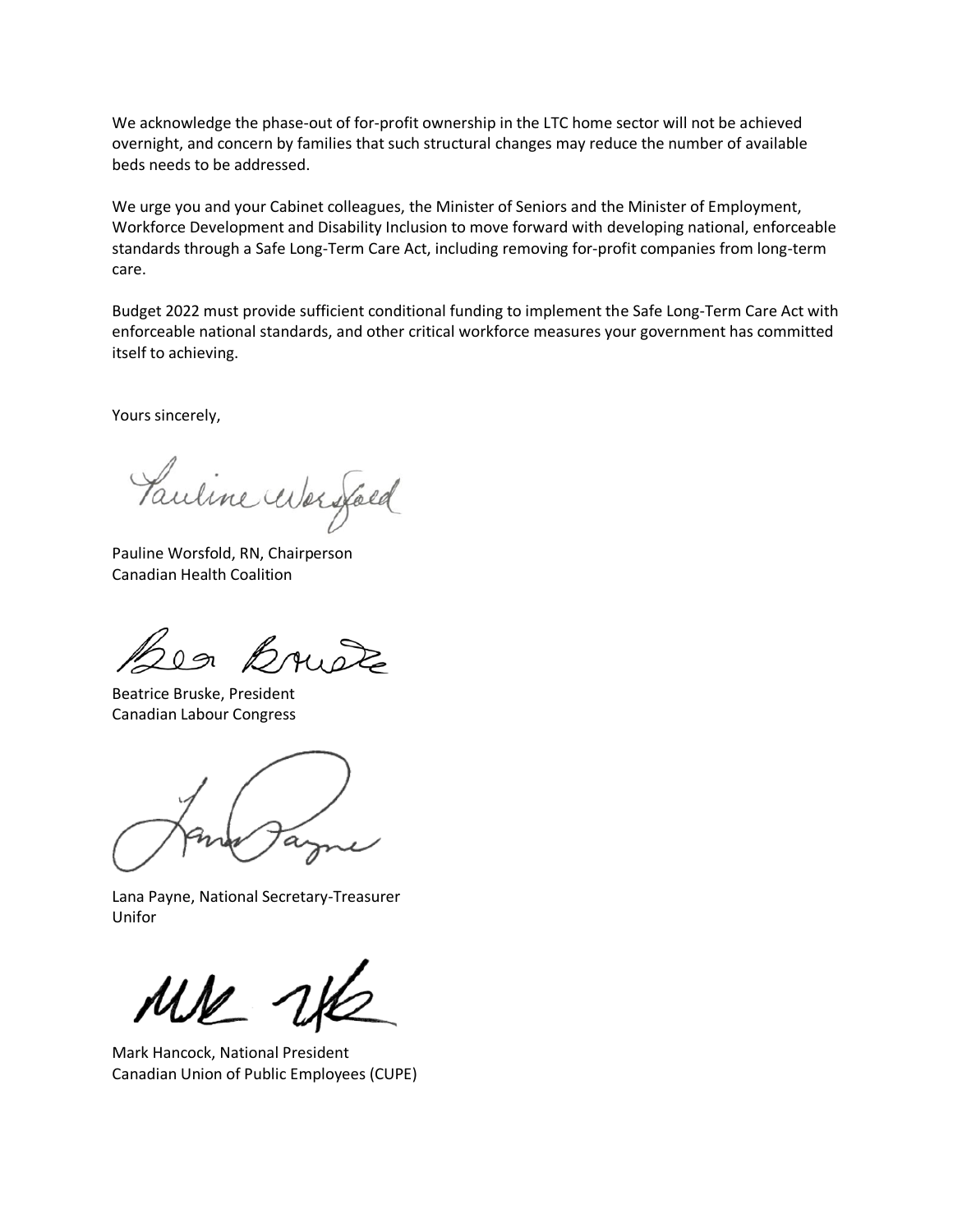We acknowledge the phase-out of for-profit ownership in the LTC home sector will not be achieved overnight, and concern by families that such structural changes may reduce the number of available beds needs to be addressed.

We urge you and your Cabinet colleagues, the Minister of Seniors and the Minister of Employment, Workforce Development and Disability Inclusion to move forward with developing national, enforceable standards through a Safe Long-Term Care Act, including removing for-profit companies from long-term care.

Budget 2022 must provide sufficient conditional funding to implement the Safe Long-Term Care Act with enforceable national standards, and other critical workforce measures your government has committed itself to achieving.

Yours sincerely,

Pauline Worsfold, RN, Chairperson
Canadian Health Coalition

Beatrice Bruske, President
Canadian Labour Congress

Lana Payne, National Secretary-Treasurer
Unifor

Mark Hancock, National President
Canadian Union of Public Employees (CUPE)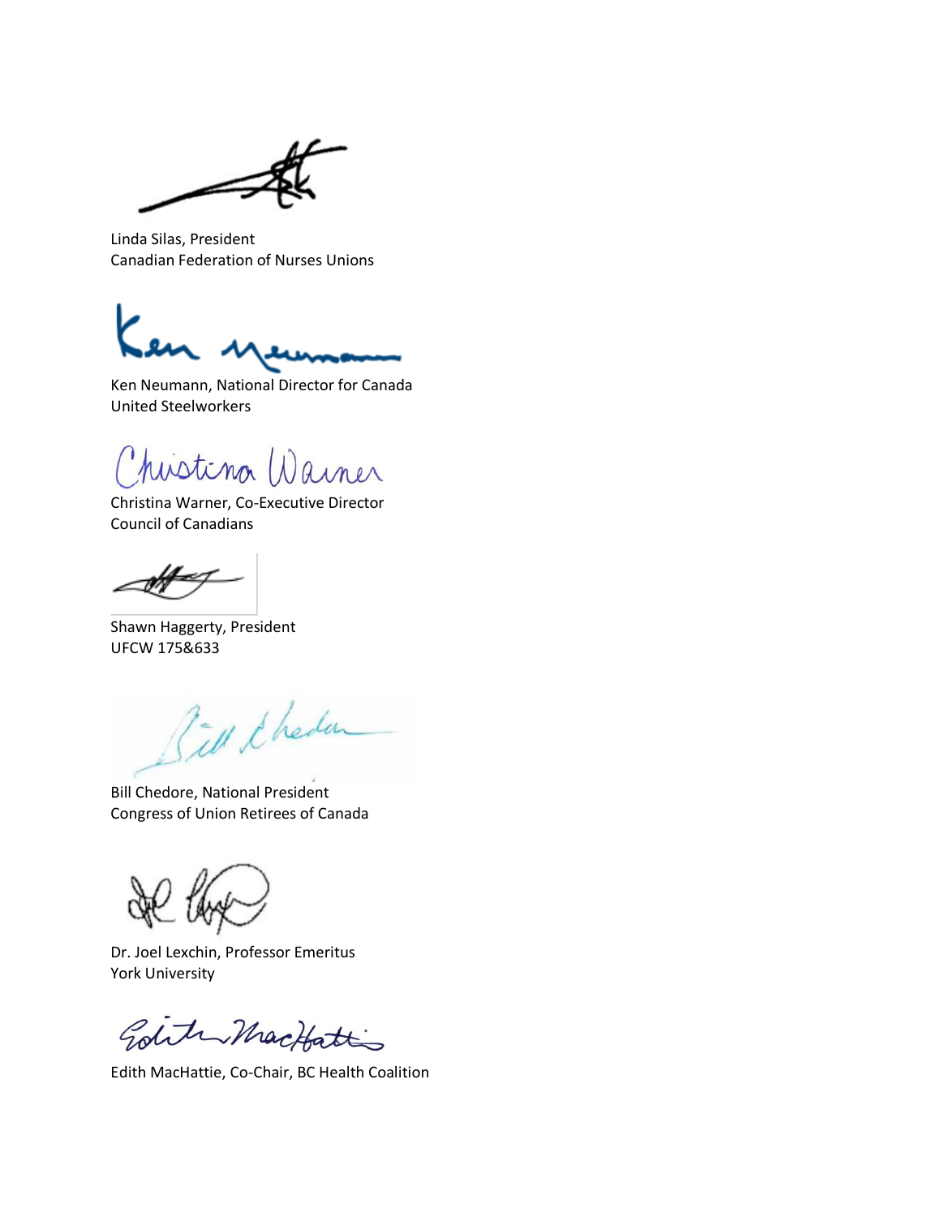Linda Silas, President
Canadian Federation of Nurses Unions

Ken Neumann, National Director for Canada
United Steelworkers

Christina Warner, Co-Executive Director
Council of Canadians

Shawn Haggerty, President
UFCW 175&633

Bill Chedore, National President
Congress of Union Retirees of Canada

Dr. Joel Lexchin, Professor Emeritus
York University

Edith MacHattie, Co-Chair, BC Health Coalition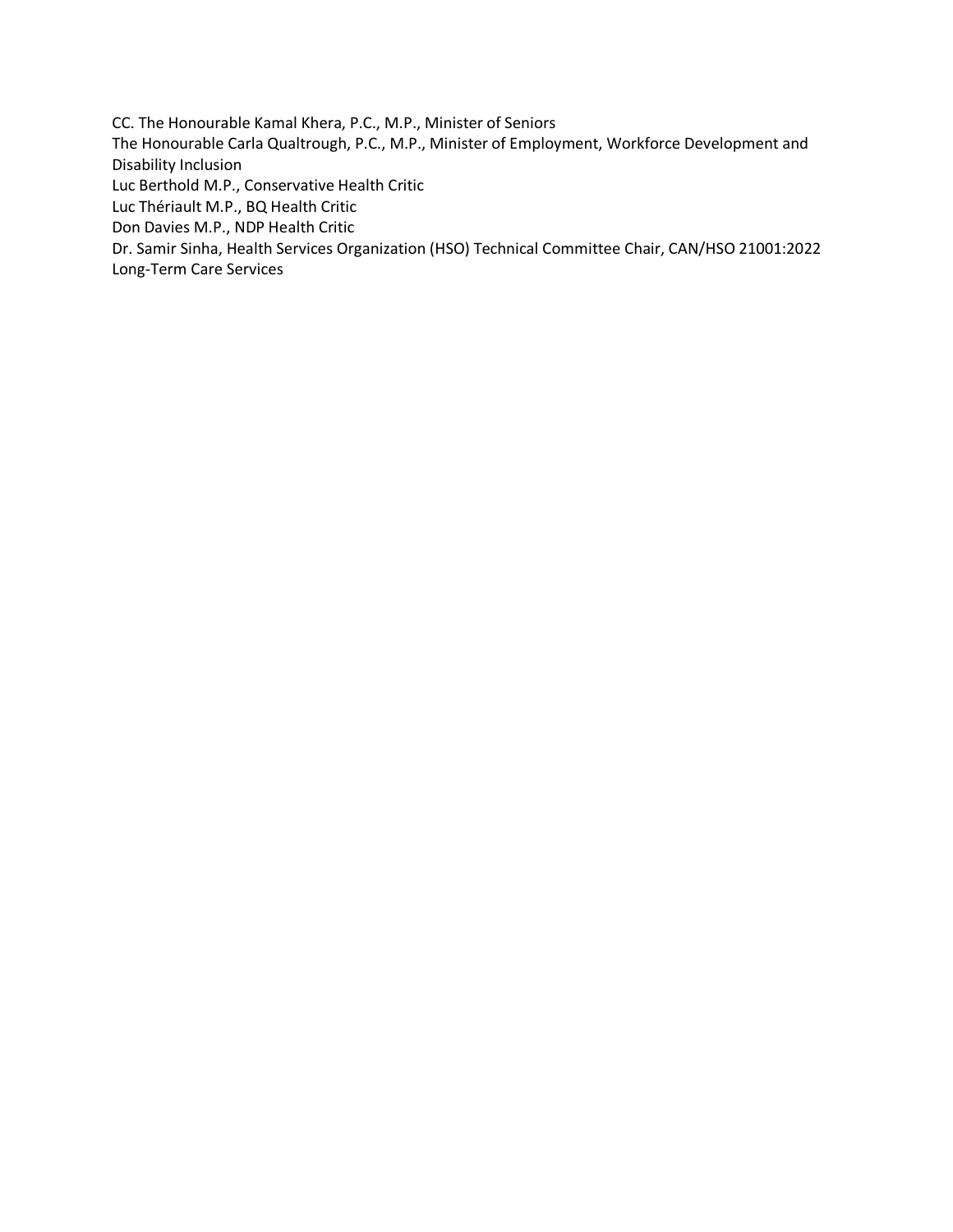CC. The Honourable Kamal Khera, P.C., M.P., Minister of Seniors
The Honourable Carla Qualtrough, P.C., M.P., Minister of Employment, Workforce Development and Disability Inclusion
Luc Berthold M.P., Conservative Health Critic
Luc Thériault M.P., BQ Health Critic
Don Davies M.P., NDP Health Critic
Dr. Samir Sinha, Health Services Organization (HSO) Technical Committee Chair, CAN/HSO 21001:2022 Long-Term Care Services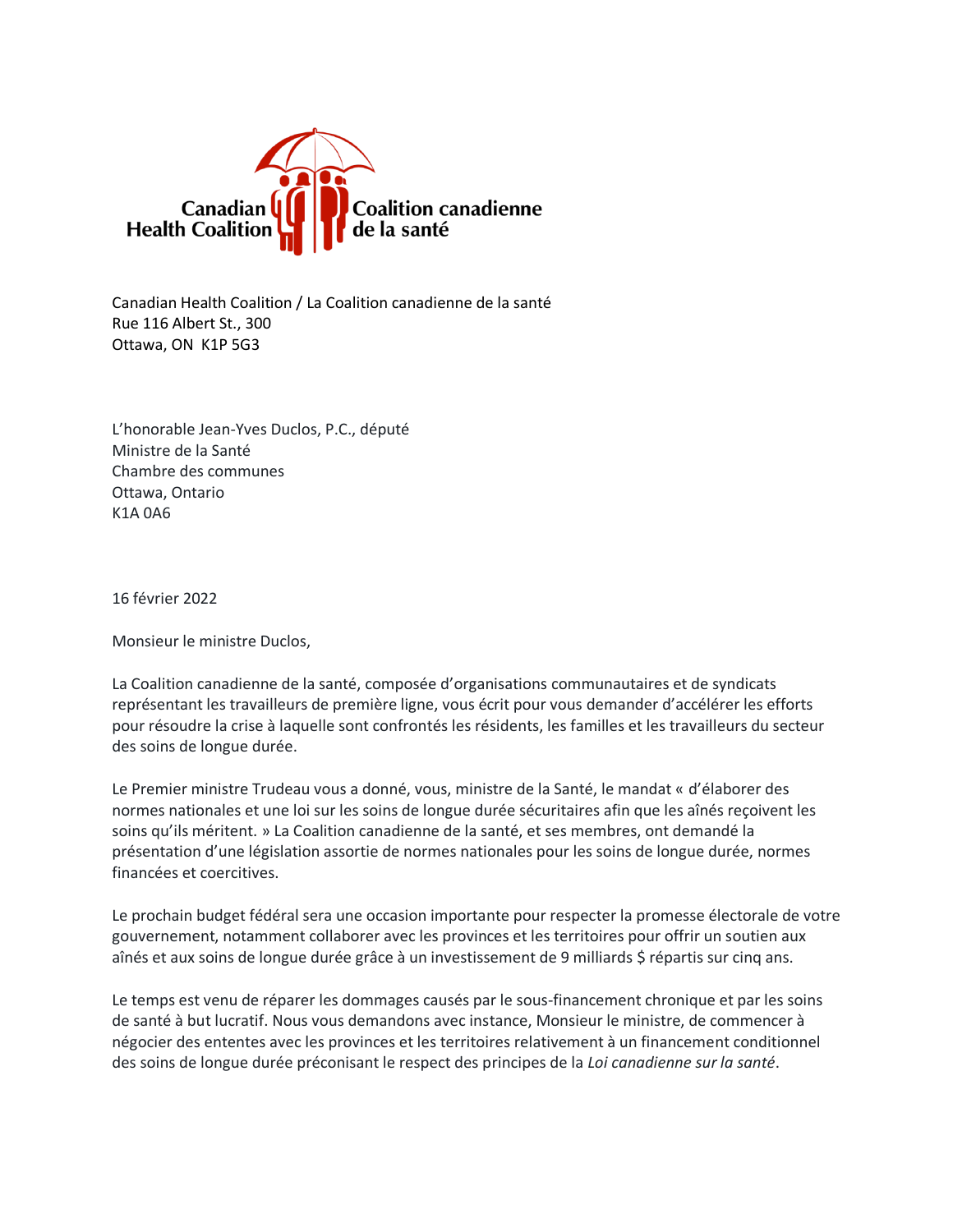Canadian Health Coalition / La Coalition canadienne de la santé
Rue 116 Albert St., 300
Ottawa, ON K1P 5G3

L'honorable Jean-Yves Duclos, P.C., député
Ministre de la Santé
Chambre des communes
Ottawa, Ontario
K1A 0A6

16 février 2022

Monsieur le ministre Duclos,

La Coalition canadienne de la santé, composée d'organisations communautaires et de syndicats représentant les travailleurs de première ligne, vous écrit pour vous demander d'accélérer les efforts pour résoudre la crise à laquelle sont confrontés les résidents, les familles et les travailleurs du secteur des soins de longue durée.

Le Premier ministre Trudeau vous a donné, vous, ministre de la Santé, le mandat « d'élaborer des normes nationales et une loi sur les soins de longue durée sécuritaires afin que les aînés reçoivent les soins qu'ils méritent. » La Coalition canadienne de la santé, et ses membres, ont demandé la présentation d'une législation assortie de normes nationales pour les soins de longue durée, normes financées et coercitives.

Le prochain budget fédéral sera une occasion importante pour respecter la promesse électorale de votre gouvernement, notamment collaborer avec les provinces et les territoires pour offrir un soutien aux aînés et aux soins de longue durée grâce à un investissement de 9 milliards $ répartis sur cinq ans.

Le temps est venu de réparer les dommages causés par le sous-financement chronique et par les soins de santé à but lucratif. Nous vous demandons avec instance, Monsieur le ministre, de commencer à négocier des ententes avec les provinces et les territoires relativement à un financement conditionnel des soins de longue durée préconisant le respect des principes de la *Loi canadienne sur la santé*.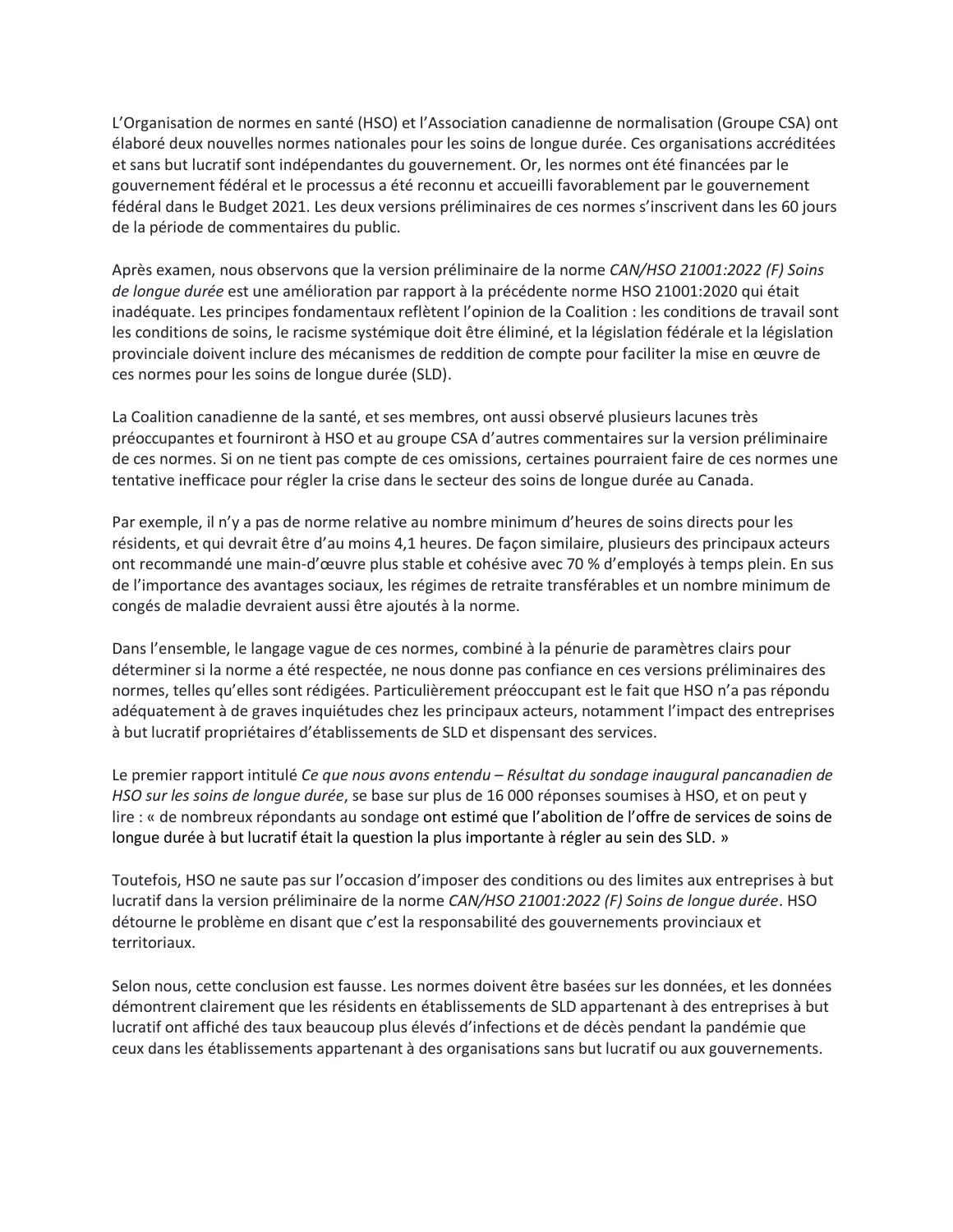L'Organisation de normes en santé (HSO) et l'Association canadienne de normalisation (Groupe CSA) ont élaboré deux nouvelles normes nationales pour les soins de longue durée. Ces organisations accréditées et sans but lucratif sont indépendantes du gouvernement. Or, les normes ont été financées par le gouvernement fédéral et le processus a été reconnu et accueilli favorablement par le gouvernement fédéral dans le Budget 2021. Les deux versions préliminaires de ces normes s'inscrivent dans les 60 jours de la période de commentaires du public.

Après examen, nous observons que la version préliminaire de la norme *CAN/HSO 21001:2022 (F) Soins de longue durée* est une amélioration par rapport à la précédente norme HSO 21001:2020 qui était inadéquate. Les principes fondamentaux reflètent l'opinion de la Coalition : les conditions de travail sont les conditions de soins, le racisme systémique doit être éliminé, et la législation fédérale et la législation provinciale doivent inclure des mécanismes de reddition de compte pour faciliter la mise en œuvre de ces normes pour les soins de longue durée (SLD).

La Coalition canadienne de la santé, et ses membres, ont aussi observé plusieurs lacunes très préoccupantes et fourniront à HSO et au groupe CSA d'autres commentaires sur la version préliminaire de ces normes. Si on ne tient pas compte de ces omissions, certaines pourraient faire de ces normes une tentative inefficace pour régler la crise dans le secteur des soins de longue durée au Canada.

Par exemple, il n'y a pas de norme relative au nombre minimum d'heures de soins directs pour les résidents, et qui devrait être d'au moins 4,1 heures. De façon similaire, plusieurs des principaux acteurs ont recommandé une main-d'œuvre plus stable et cohésive avec 70 % d'employés à temps plein. En sus de l'importance des avantages sociaux, les régimes de retraite transférables et un nombre minimum de congés de maladie devraient aussi être ajoutés à la norme.

Dans l'ensemble, le langage vague de ces normes, combiné à la pénurie de paramètres clairs pour déterminer si la norme a été respectée, ne nous donne pas confiance en ces versions préliminaires des normes, telles qu'elles sont rédigées. Particulièrement préoccupant est le fait que HSO n'a pas répondu adéquatement à de graves inquiétudes chez les principaux acteurs, notamment l'impact des entreprises à but lucratif propriétaires d'établissements de SLD et dispensant des services.

Le premier rapport intitulé *Ce que nous avons entendu – Résultat du sondage inaugural pancanadien de HSO sur les soins de longue durée*, se base sur plus de 16 000 réponses soumises à HSO, et on peut y lire : « de nombreux répondants au sondage ont estimé que l'abolition de l'offre de services de soins de longue durée à but lucratif était la question la plus importante à régler au sein des SLD. »

Toutefois, HSO ne saute pas sur l'occasion d'imposer des conditions ou des limites aux entreprises à but lucratif dans la version préliminaire de la norme *CAN/HSO 21001:2022 (F) Soins de longue durée*. HSO détourne le problème en disant que c'est la responsabilité des gouvernements provinciaux et territoriaux.

Selon nous, cette conclusion est fausse. Les normes doivent être basées sur les données, et les données démontrent clairement que les résidents en établissements de SLD appartenant à des entreprises à but lucratif ont affiché des taux beaucoup plus élevés d'infections et de décès pendant la pandémie que ceux dans les établissements appartenant à des organisations sans but lucratif ou aux gouvernements.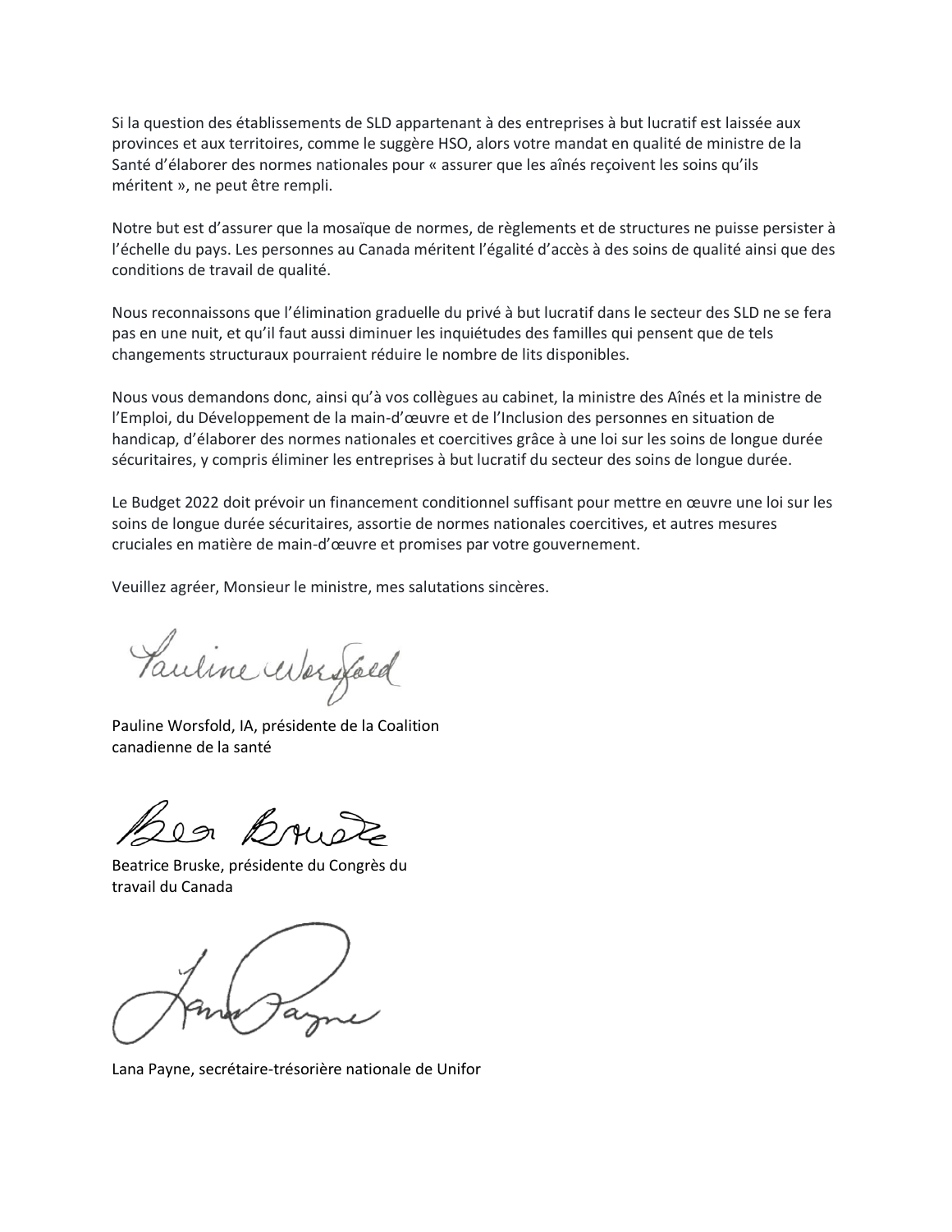Si la question des établissements de SLD appartenant à des entreprises à but lucratif est laissée aux provinces et aux territoires, comme le suggère HSO, alors votre mandat en qualité de ministre de la Santé d'élaborer des normes nationales pour « assurer que les aînés reçoivent les soins qu'ils méritent », ne peut être rempli.

Notre but est d'assurer que la mosaïque de normes, de règlements et de structures ne puisse persister à l'échelle du pays. Les personnes au Canada méritent l'égalité d'accès à des soins de qualité ainsi que des conditions de travail de qualité.

Nous reconnaissons que l'élimination graduelle du privé à but lucratif dans le secteur des SLD ne se fera pas en une nuit, et qu'il faut aussi diminuer les inquiétudes des familles qui pensent que de tels changements structuraux pourraient réduire le nombre de lits disponibles.

Nous vous demandons donc, ainsi qu'à vos collègues au cabinet, la ministre des Aînés et la ministre de l'Emploi, du Développement de la main-d'œuvre et de l'Inclusion des personnes en situation de handicap, d'élaborer des normes nationales et coercitives grâce à une loi sur les soins de longue durée sécuritaires, y compris éliminer les entreprises à but lucratif du secteur des soins de longue durée.

Le Budget 2022 doit prévoir un financement conditionnel suffisant pour mettre en œuvre une loi sur les soins de longue durée sécuritaires, assortie de normes nationales coercitives, et autres mesures cruciales en matière de main-d'œuvre et promises par votre gouvernement.

Veuillez agréer, Monsieur le ministre, mes salutations sincères.

Pauline Worsfold, IA, présidente de la Coalition canadienne de la santé

Beatrice Bruske, présidente du Congrès du travail du Canada

Lana Payne, secrétaire-trésorière nationale de Unifor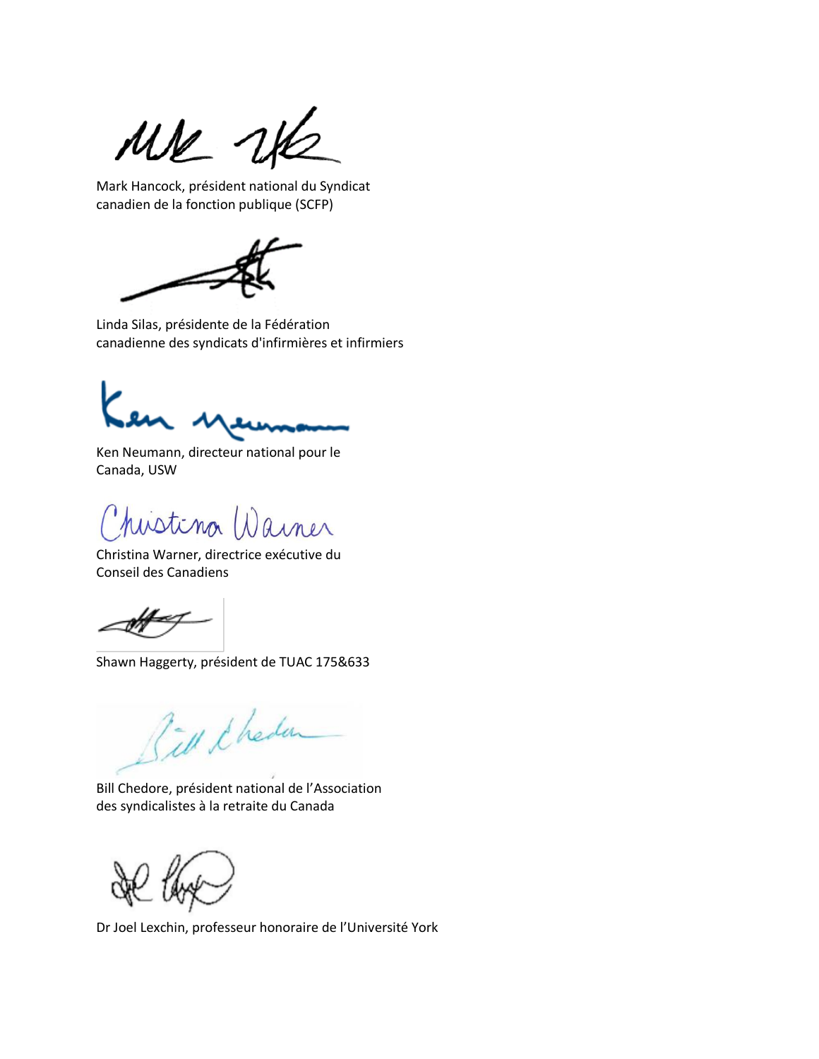Mark Hancock, président national du Syndicat canadien de la fonction publique (SCFP)

Linda Silas, présidente de la Fédération canadienne des syndicats d'infirmières et infirmiers

Ken Neumann, directeur national pour le Canada, USW

Christina Warner, directrice exécutive du Conseil des Canadiens

Shawn Haggerty, président de TUAC 175&633

Bill Chedore, président national de l'Association des syndicalistes à la retraite du Canada

Dr Joel Lexchin, professeur honoraire de l'Université York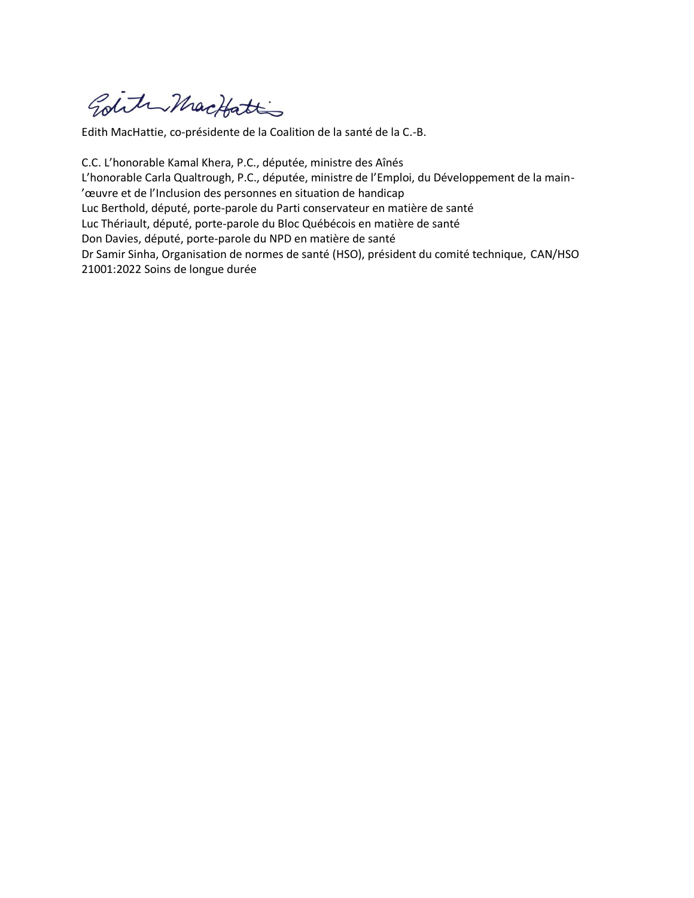Edith MacHattie

Edith MacHattie, co-présidente de la Coalition de la santé de la C.-B.

C.C. L'honorable Kamal Khera, P.C., députée, ministre des Aînés
L'honorable Carla Qualtrough, P.C., députée, ministre de l'Emploi, du Développement de la main-'œuvre et de l'Inclusion des personnes en situation de handicap
Luc Berthold, député, porte-parole du Parti conservateur en matière de santé
Luc Thériault, député, porte-parole du Bloc Québécois en matière de santé
Don Davies, député, porte-parole du NPD en matière de santé
Dr Samir Sinha, Organisation de normes de santé (HSO), président du comité technique, CAN/HSO 21001:2022 Soins de longue durée